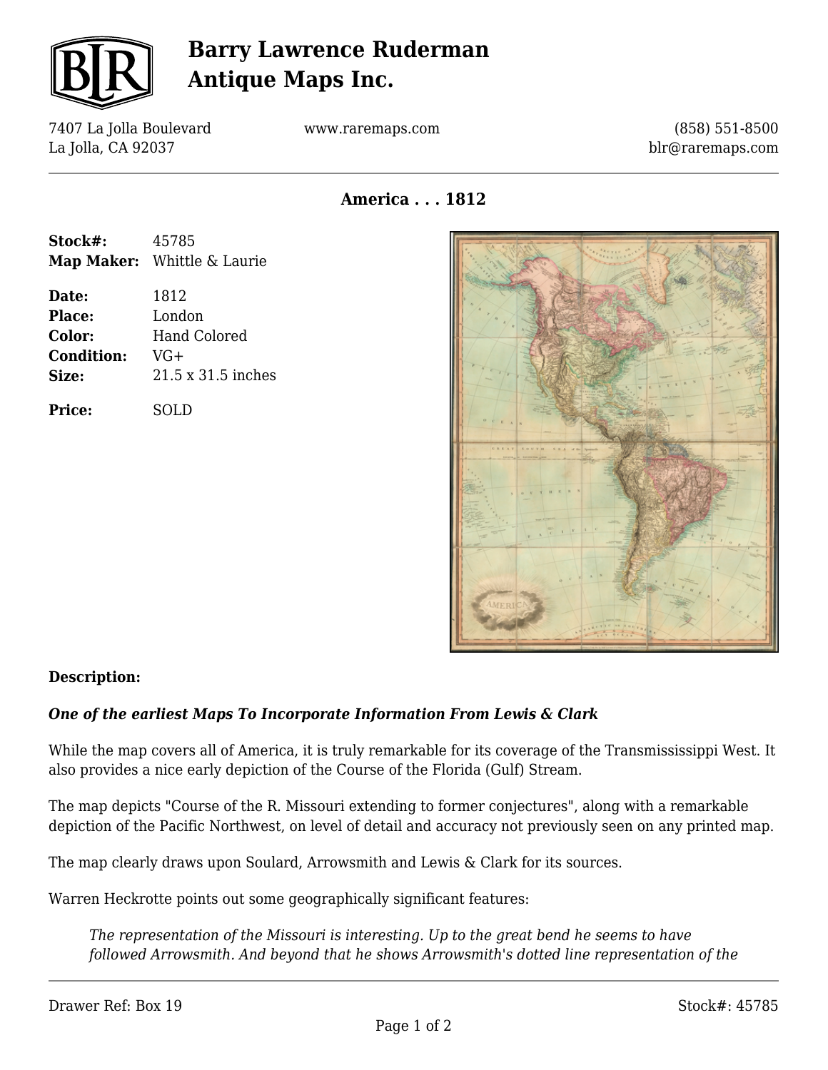# Barry Lawrence Ruderman Antique Maps Inc.

7407 La Jolla Boulevard
La Jolla, CA 92037

www.raremaps.com

(858) 551-8500
blr@raremaps.com

## America . . . 1812

**Stock#:** 45785
**Map Maker:** Whittle & Laurie

**Date:** 1812
**Place:** London
**Color:** Hand Colored
**Condition:** VG+
**Size:** 21.5 x 31.5 inches

**Price:** SOLD

**Description:**

***One of the earliest Maps To Incorporate Information From Lewis & Clark***

While the map covers all of America, it is truly remarkable for its coverage of the Transmississippi West. It also provides a nice early depiction of the Course of the Florida (Gulf) Stream.

The map depicts "Course of the R. Missouri extending to former conjectures", along with a remarkable depiction of the Pacific Northwest, on level of detail and accuracy not previously seen on any printed map.

The map clearly draws upon Soulard, Arrowsmith and Lewis & Clark for its sources.

Warren Heckrotte points out some geographically significant features:

> *The representation of the Missouri is interesting. Up to the great bend he seems to have followed Arrowsmith. And beyond that he shows Arrowsmith's dotted line representation of the*

Drawer Ref: Box 19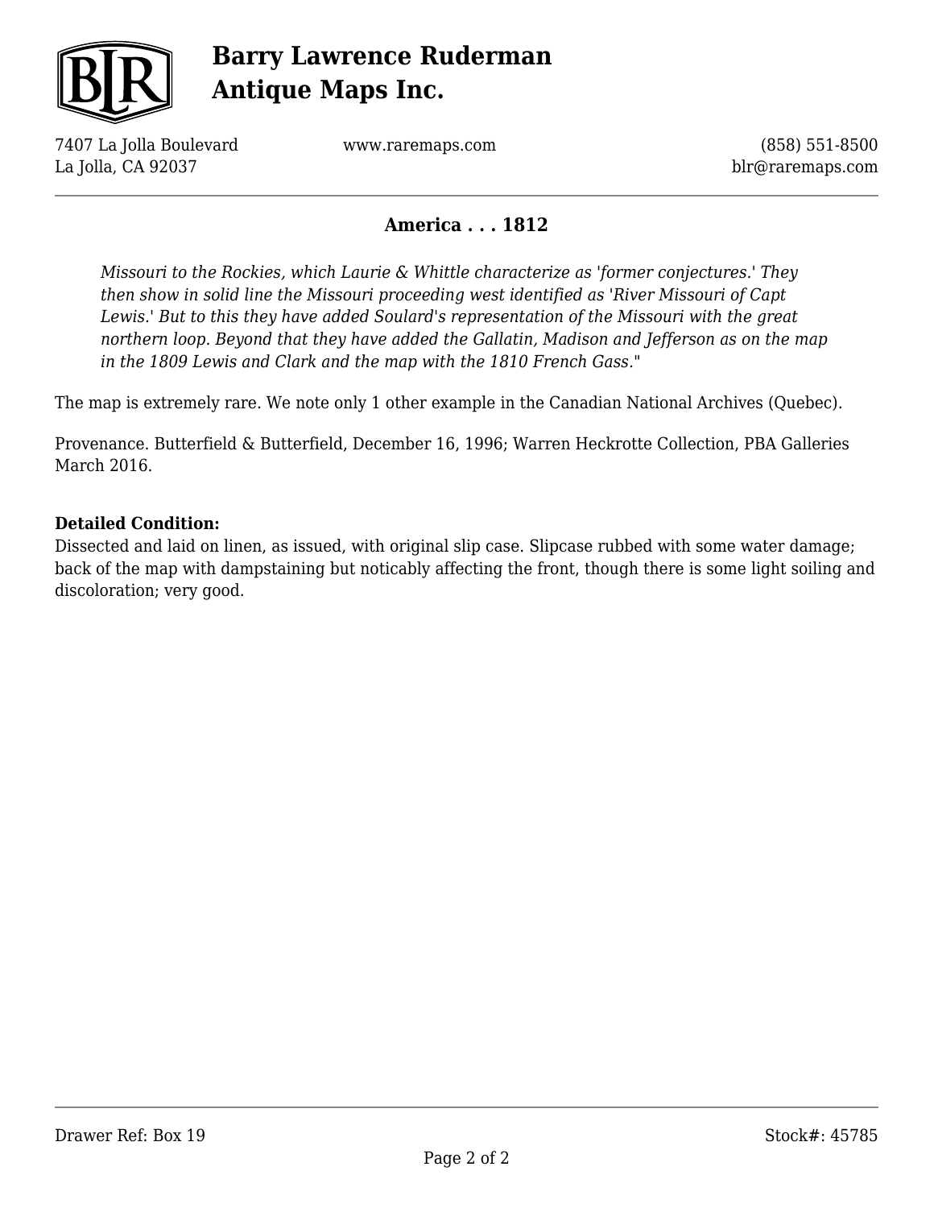## America . . . 1812

> *Missouri to the Rockies, which Laurie & Whittle characterize as 'former conjectures.' They then show in solid line the Missouri proceeding west identified as 'River Missouri of Capt Lewis.' But to this they have added Soulard's representation of the Missouri with the great northern loop. Beyond that they have added the Gallatin, Madison and Jefferson as on the map in the 1809 Lewis and Clark and the map with the 1810 French Gass.*"

The map is extremely rare. We note only 1 other example in the Canadian National Archives (Quebec).

Provenance. Butterfield & Butterfield, December 16, 1996; Warren Heckrotte Collection, PBA Galleries March 2016.

**Detailed Condition:**
Dissected and laid on linen, as issued, with original slip case. Slipcase rubbed with some water damage; back of the map with dampstaining but noticably affecting the front, though there is some light soiling and discoloration; very good.